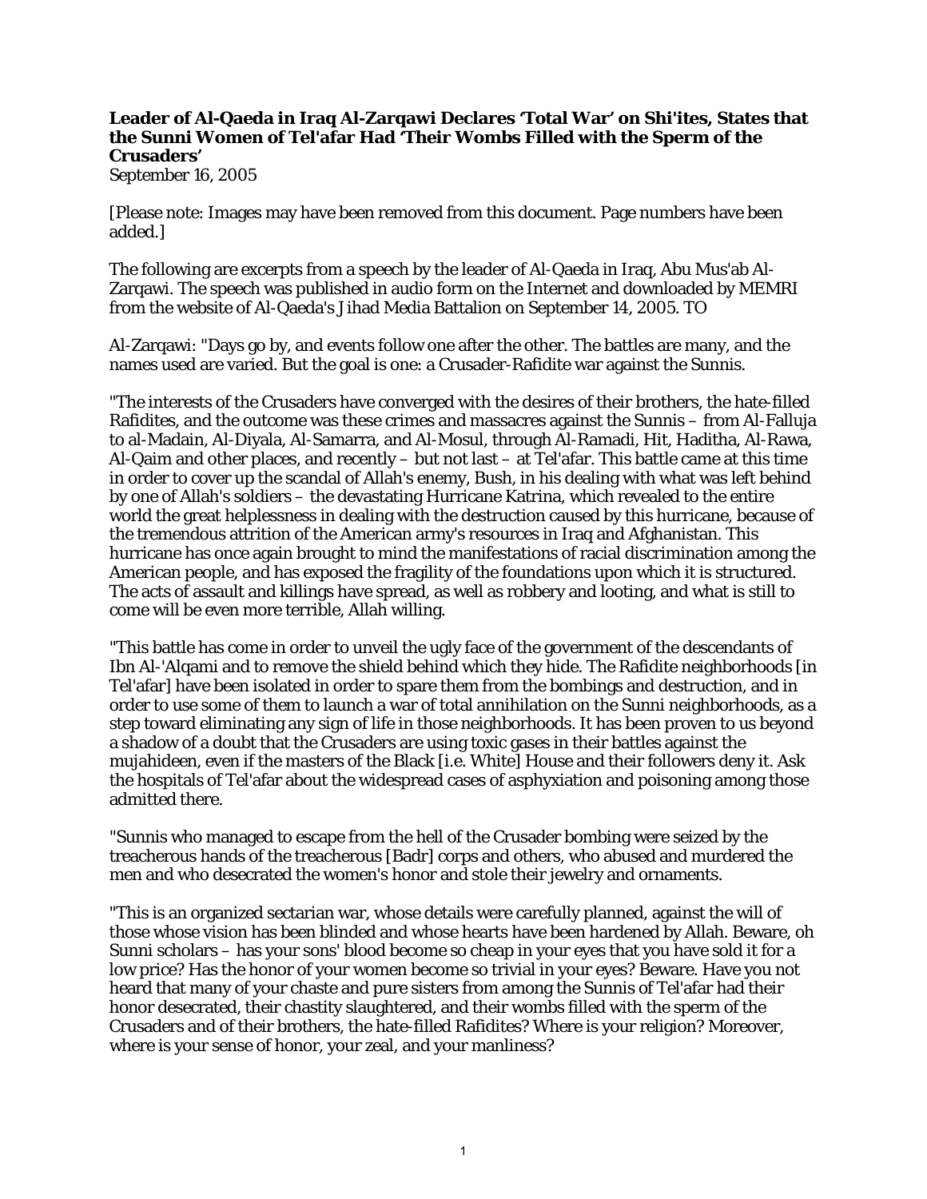**Leader of Al-Qaeda in Iraq Al-Zarqawi Declares 'Total War' on Shi'ites, States that the Sunni Women of Tel'afar Had 'Their Wombs Filled with the Sperm of the Crusaders'**
September 16, 2005

[Please note: Images may have been removed from this document. Page numbers have been added.]

The following are excerpts from a speech by the leader of Al-Qaeda in Iraq, Abu Mus'ab Al-Zarqawi. The speech was published in audio form on the Internet and downloaded by MEMRI from the website of Al-Qaeda's Jihad Media Battalion on September 14, 2005. TO

Al-Zarqawi: "Days go by, and events follow one after the other. The battles are many, and the names used are varied. But the goal is one: a Crusader-Rafidite war against the Sunnis.

"The interests of the Crusaders have converged with the desires of their brothers, the hate-filled Rafidites, and the outcome was these crimes and massacres against the Sunnis – from Al-Falluja to al-Madain, Al-Diyala, Al-Samarra, and Al-Mosul, through Al-Ramadi, Hit, Haditha, Al-Rawa, Al-Qaim and other places, and recently – but not last – at Tel'afar. This battle came at this time in order to cover up the scandal of Allah's enemy, Bush, in his dealing with what was left behind by one of Allah's soldiers – the devastating Hurricane Katrina, which revealed to the entire world the great helplessness in dealing with the destruction caused by this hurricane, because of the tremendous attrition of the American army's resources in Iraq and Afghanistan. This hurricane has once again brought to mind the manifestations of racial discrimination among the American people, and has exposed the fragility of the foundations upon which it is structured. The acts of assault and killings have spread, as well as robbery and looting, and what is still to come will be even more terrible, Allah willing.

"This battle has come in order to unveil the ugly face of the government of the descendants of Ibn Al-'Alqami and to remove the shield behind which they hide. The Rafidite neighborhoods [in Tel'afar] have been isolated in order to spare them from the bombings and destruction, and in order to use some of them to launch a war of total annihilation on the Sunni neighborhoods, as a step toward eliminating any sign of life in those neighborhoods. It has been proven to us beyond a shadow of a doubt that the Crusaders are using toxic gases in their battles against the mujahideen, even if the masters of the Black [i.e. White] House and their followers deny it. Ask the hospitals of Tel'afar about the widespread cases of asphyxiation and poisoning among those admitted there.

"Sunnis who managed to escape from the hell of the Crusader bombing were seized by the treacherous hands of the treacherous [Badr] corps and others, who abused and murdered the men and who desecrated the women's honor and stole their jewelry and ornaments.

"This is an organized sectarian war, whose details were carefully planned, against the will of those whose vision has been blinded and whose hearts have been hardened by Allah. Beware, oh Sunni scholars – has your sons' blood become so cheap in your eyes that you have sold it for a low price? Has the honor of your women become so trivial in your eyes? Beware. Have you not heard that many of your chaste and pure sisters from among the Sunnis of Tel'afar had their honor desecrated, their chastity slaughtered, and their wombs filled with the sperm of the Crusaders and of their brothers, the hate-filled Rafidites? Where is your religion? Moreover, where is your sense of honor, your zeal, and your manliness?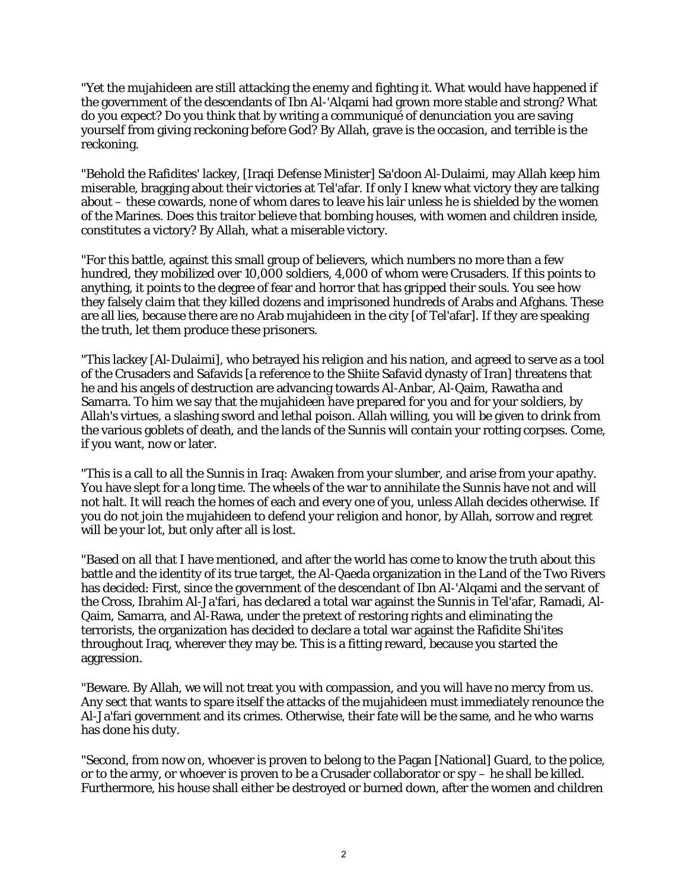"Yet the mujahideen are still attacking the enemy and fighting it. What would have happened if the government of the descendants of Ibn Al-'Alqami had grown more stable and strong? What do you expect? Do you think that by writing a communiqué of denunciation you are saving yourself from giving reckoning before God? By Allah, grave is the occasion, and terrible is the reckoning.

"Behold the Rafidites' lackey, [Iraqi Defense Minister] Sa'doon Al-Dulaimi, may Allah keep him miserable, bragging about their victories at Tel'afar. If only I knew what victory they are talking about – these cowards, none of whom dares to leave his lair unless he is shielded by the women of the Marines. Does this traitor believe that bombing houses, with women and children inside, constitutes a victory? By Allah, what a miserable victory.

"For this battle, against this small group of believers, which numbers no more than a few hundred, they mobilized over 10,000 soldiers, 4,000 of whom were Crusaders. If this points to anything, it points to the degree of fear and horror that has gripped their souls. You see how they falsely claim that they killed dozens and imprisoned hundreds of Arabs and Afghans. These are all lies, because there are no Arab mujahideen in the city [of Tel'afar]. If they are speaking the truth, let them produce these prisoners.

"This lackey [Al-Dulaimi], who betrayed his religion and his nation, and agreed to serve as a tool of the Crusaders and Safavids [a reference to the Shiite Safavid dynasty of Iran] threatens that he and his angels of destruction are advancing towards Al-Anbar, Al-Qaim, Rawatha and Samarra. To him we say that the mujahideen have prepared for you and for your soldiers, by Allah's virtues, a slashing sword and lethal poison. Allah willing, you will be given to drink from the various goblets of death, and the lands of the Sunnis will contain your rotting corpses. Come, if you want, now or later.

"This is a call to all the Sunnis in Iraq: Awaken from your slumber, and arise from your apathy. You have slept for a long time. The wheels of the war to annihilate the Sunnis have not and will not halt. It will reach the homes of each and every one of you, unless Allah decides otherwise. If you do not join the mujahideen to defend your religion and honor, by Allah, sorrow and regret will be your lot, but only after all is lost.

"Based on all that I have mentioned, and after the world has come to know the truth about this battle and the identity of its true target, the Al-Qaeda organization in the Land of the Two Rivers has decided: First, since the government of the descendant of Ibn Al-'Alqami and the servant of the Cross, Ibrahim Al-Ja'fari, has declared a total war against the Sunnis in Tel'afar, Ramadi, Al-Qaim, Samarra, and Al-Rawa, under the pretext of restoring rights and eliminating the terrorists, the organization has decided to declare a total war against the Rafidite Shi'ites throughout Iraq, wherever they may be. This is a fitting reward, because you started the aggression.

"Beware. By Allah, we will not treat you with compassion, and you will have no mercy from us. Any sect that wants to spare itself the attacks of the mujahideen must immediately renounce the Al-Ja'fari government and its crimes. Otherwise, their fate will be the same, and he who warns has done his duty.

"Second, from now on, whoever is proven to belong to the Pagan [National] Guard, to the police, or to the army, or whoever is proven to be a Crusader collaborator or spy – he shall be killed. Furthermore, his house shall either be destroyed or burned down, after the women and children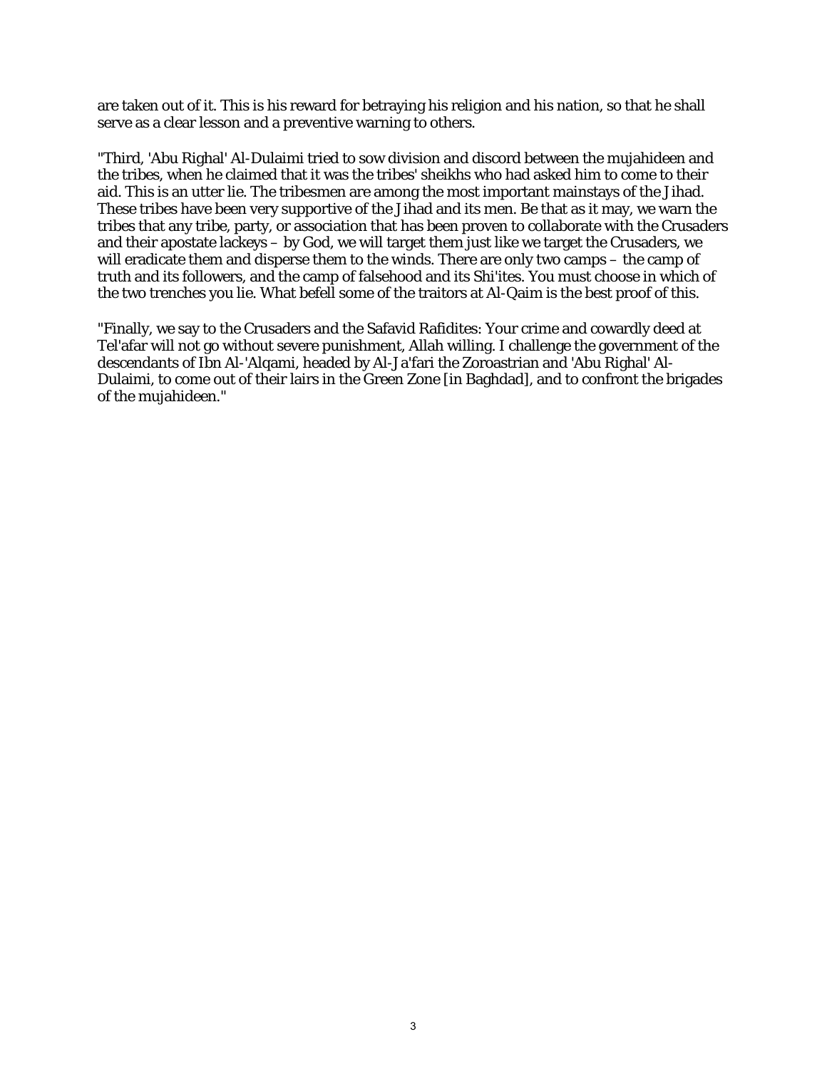are taken out of it. This is his reward for betraying his religion and his nation, so that he shall serve as a clear lesson and a preventive warning to others.

"Third, 'Abu Righal' Al-Dulaimi tried to sow division and discord between the mujahideen and the tribes, when he claimed that it was the tribes' sheikhs who had asked him to come to their aid. This is an utter lie. The tribesmen are among the most important mainstays of the Jihad. These tribes have been very supportive of the Jihad and its men. Be that as it may, we warn the tribes that any tribe, party, or association that has been proven to collaborate with the Crusaders and their apostate lackeys – by God, we will target them just like we target the Crusaders, we will eradicate them and disperse them to the winds. There are only two camps – the camp of truth and its followers, and the camp of falsehood and its Shi'ites. You must choose in which of the two trenches you lie. What befell some of the traitors at Al-Qaim is the best proof of this.

"Finally, we say to the Crusaders and the Safavid Rafidites: Your crime and cowardly deed at Tel'afar will not go without severe punishment, Allah willing. I challenge the government of the descendants of Ibn Al-'Alqami, headed by Al-Ja'fari the Zoroastrian and 'Abu Righal' Al-Dulaimi, to come out of their lairs in the Green Zone [in Baghdad], and to confront the brigades of the mujahideen."